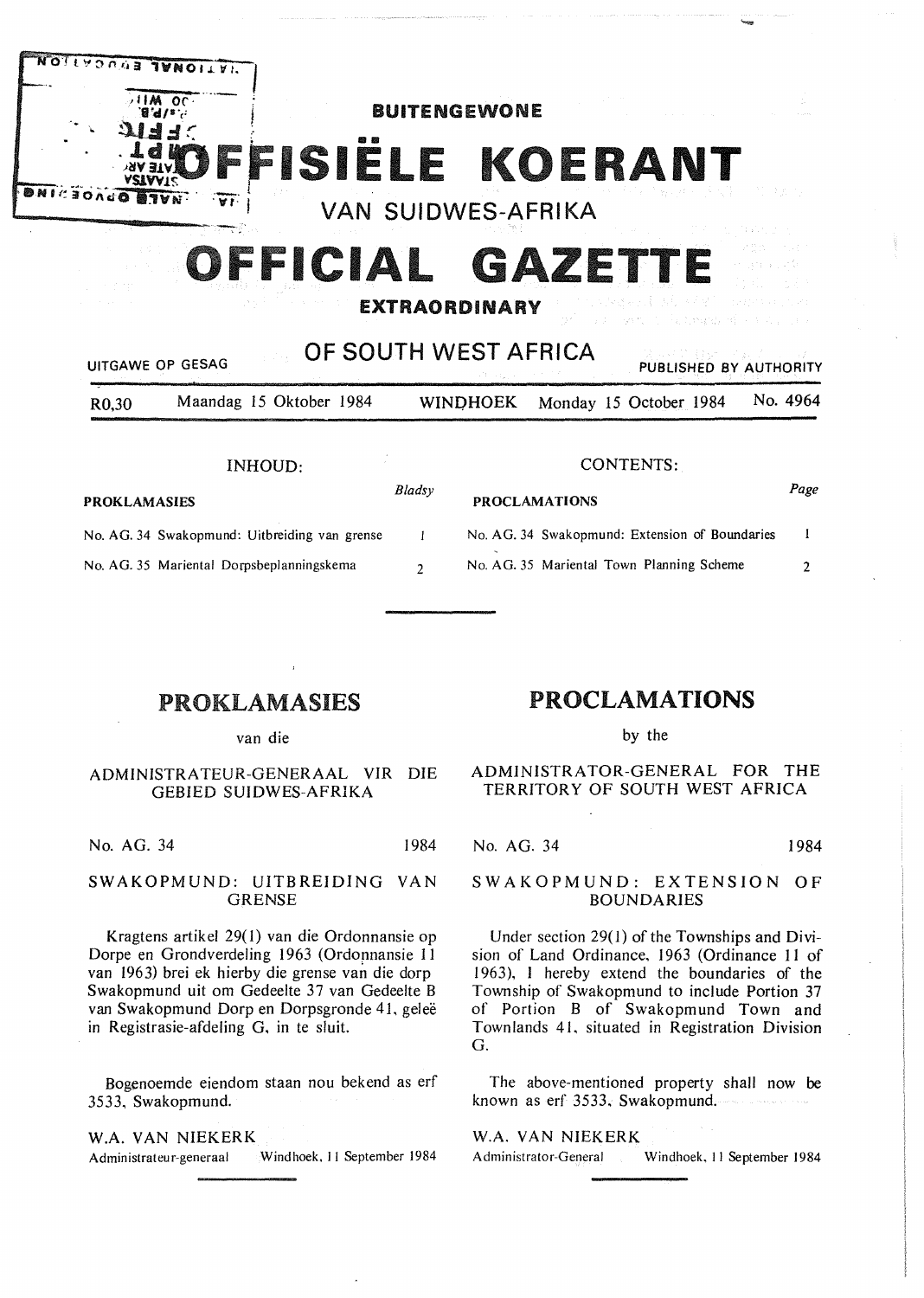# BUITENGEWONE OFFISIËLE KOERANT VAN SUIDWES-AFRIKA

# OFFICIAL GAZETTE EXTRAORDINARY OF SOUTH WEST AFRICA

UITGAWE OP GESAG — PUBLISHED BY AUTHORITY

R0,30 — Maandag 15 Oktober 1984 — WINDHOEK — Monday 15 October 1984 — No. 4964

## INHOUD:

**PROKLAMASIES**

| | Bladsy |
|---|---|
| No. AG. 34 Swakopmund: Uitbreiding van grense | 1 |
| No. AG. 35 Mariental Dorpsbeplanningskema | 2 |

## CONTENTS:

**PROCLAMATIONS**

| | Page |
|---|---|
| No. AG. 34 Swakopmund: Extension of Boundaries | 1 |
| No. AG. 35 Mariental Town Planning Scheme | 2 |

## PROKLAMASIES

van die

ADMINISTRATEUR-GENERAAL VIR DIE GEBIED SUIDWES-AFRIKA

No. AG. 34 — 1984

### SWAKOPMUND: UITBREIDING VAN GRENSE

Kragtens artikel 29(1) van die Ordonnansie op Dorpe en Grondverdeling 1963 (Ordonnansie 11 van 1963) brei ek hierby die grense van die dorp Swakopmund uit om Gedeelte 37 van Gedeelte B van Swakopmund Dorp en Dorpsgronde 41, geleë in Registrasie-afdeling G, in te sluit.

Bogenoemde eiendom staan nou bekend as erf 3533, Swakopmund.

W.A. VAN NIEKERK
Administrateur-generaal — Windhoek, 11 September 1984

## PROCLAMATIONS

by the

ADMINISTRATOR-GENERAL FOR THE TERRITORY OF SOUTH WEST AFRICA

No. AG. 34 — 1984

### SWAKOPMUND: EXTENSION OF BOUNDARIES

Under section 29(1) of the Townships and Division of Land Ordinance, 1963 (Ordinance 11 of 1963), I hereby extend the boundaries of the Township of Swakopmund to include Portion 37 of Portion B of Swakopmund Town and Townlands 41, situated in Registration Division G.

The above-mentioned property shall now be known as erf 3533, Swakopmund.

W.A. VAN NIEKERK
Administrator-General — Windhoek, 11 September 1984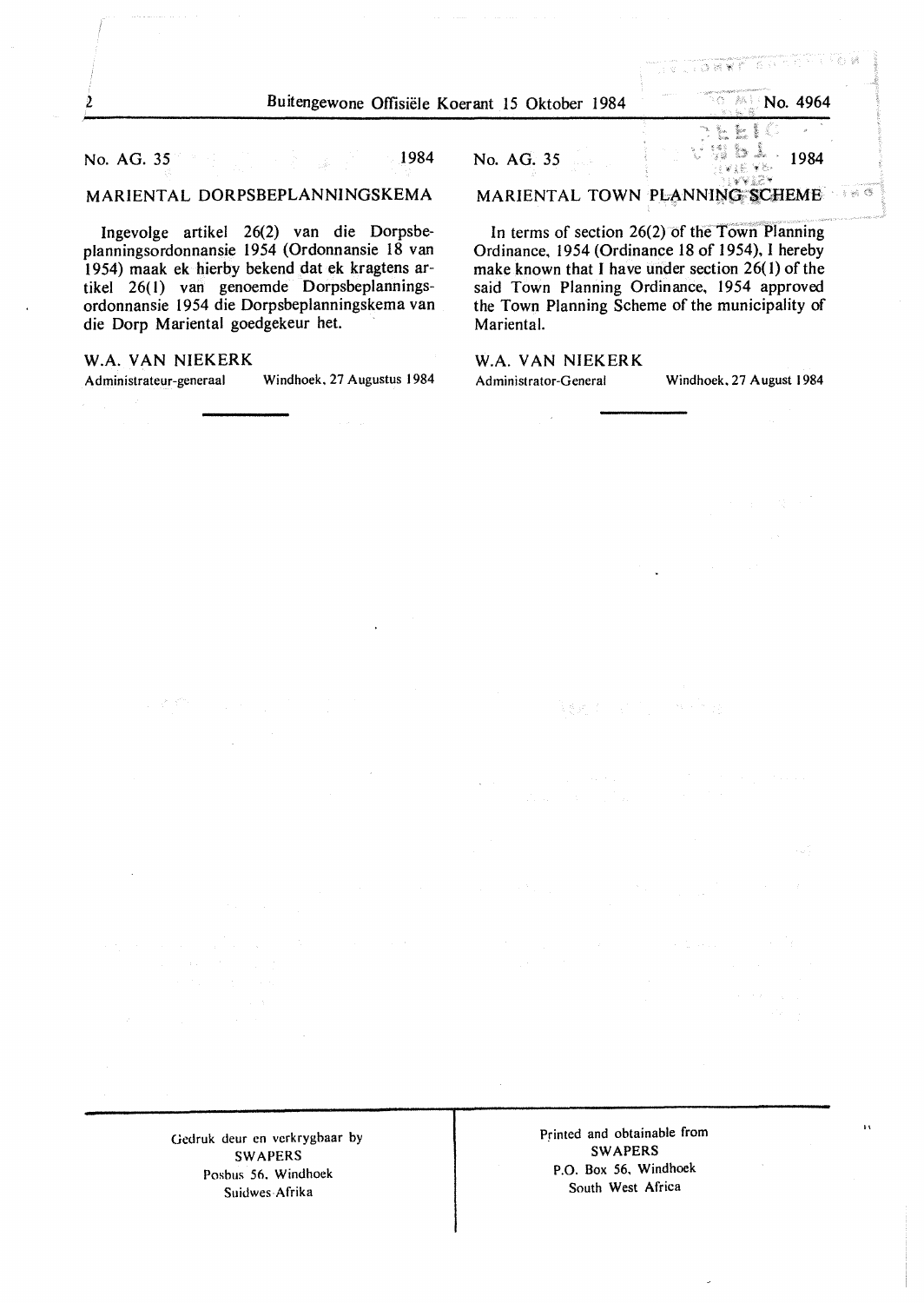No. AG. 35 1984

## MARIENTAL DORPSBEPLANNINGSKEMA

Ingevolge artikel 26(2) van die Dorpsbeplanningsordonnansie 1954 (Ordonnansie 18 van 1954) maak ek hierby bekend dat ek kragtens artikel 26(1) van genoemde Dorpsbeplanningsordonnansie 1954 die Dorpsbeplanningskema van die Dorp Mariental goedgekeur het.

W.A. VAN NIEKERK
Administrateur-generaal Windhoek, 27 Augustus 1984

No. AG. 35 1984

## MARIENTAL TOWN PLANNING SCHEME

In terms of section 26(2) of the Town Planning Ordinance, 1954 (Ordinance 18 of 1954), I hereby make known that I have under section 26(1) of the said Town Planning Ordinance, 1954 approved the Town Planning Scheme of the municipality of Mariental.

W.A. VAN NIEKERK
Administrator-General Windhoek, 27 August 1984

Gedruk deur en verkrygbaar by
SWAPERS
Posbus 56, Windhoek
Suidwes-Afrika

Printed and obtainable from
SWAPERS
P.O. Box 56, Windhoek
South West Africa